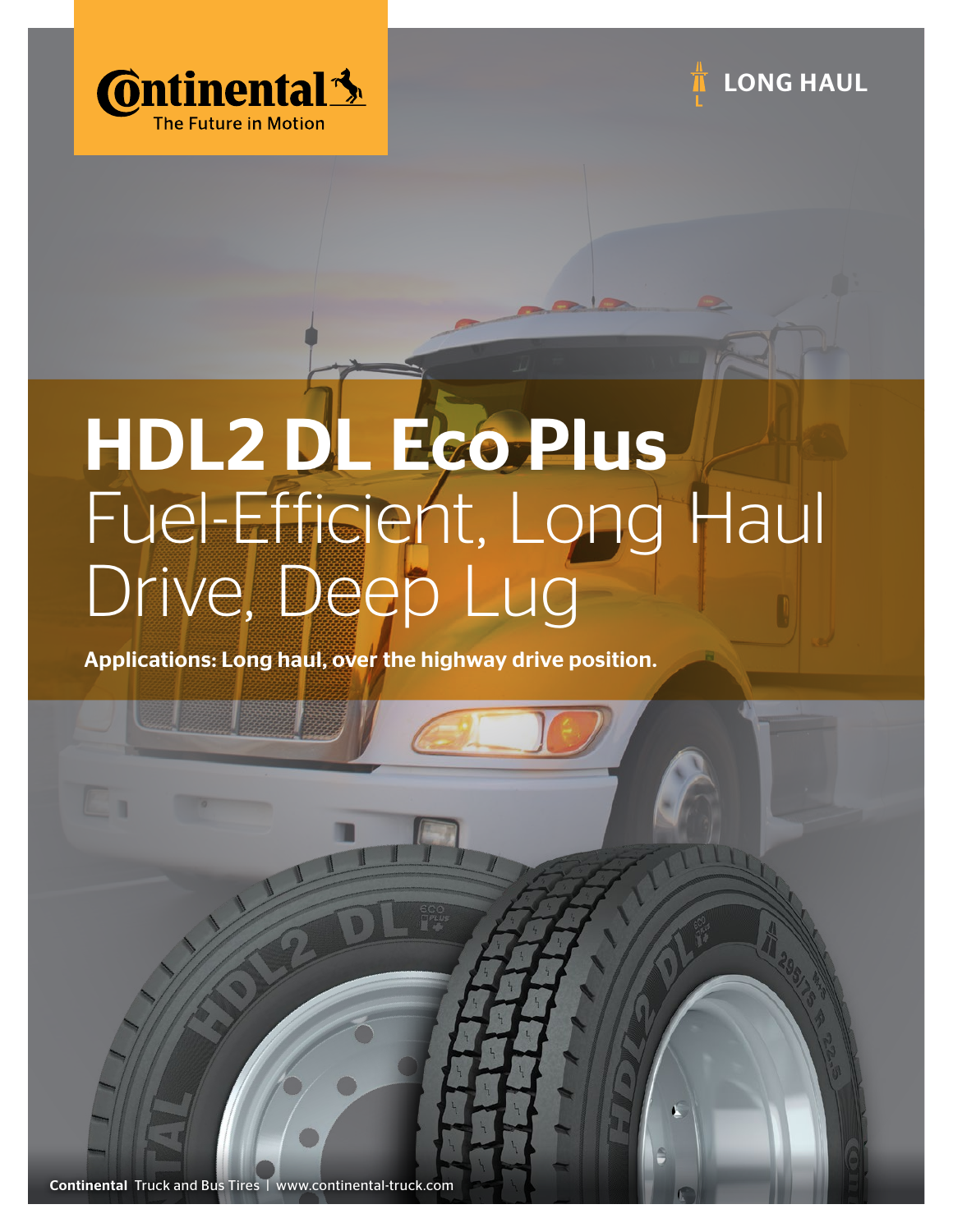Continental
The Future in Motion

LONG HAUL

# HDL2 DL Eco Plus

## Fuel-Efficient, Long Haul Drive, Deep Lug

**Applications: Long haul, over the highway drive position.**

**Continental** Truck and Bus Tires | www.continental-truck.com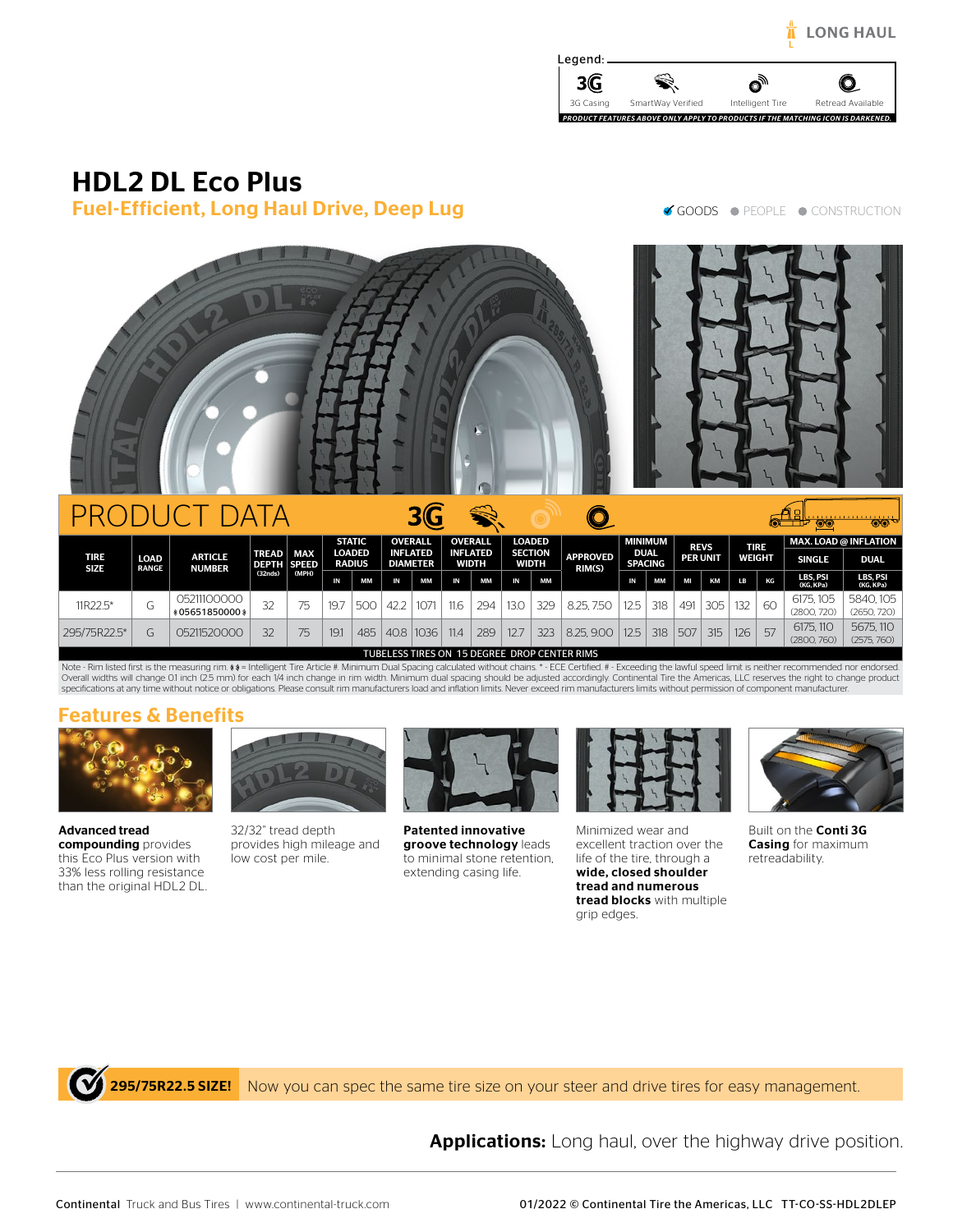LONG HAUL

Legend:

3G Casing | SmartWay Verified | Intelligent Tire | Retread Available

PRODUCT FEATURES ABOVE ONLY APPLY TO PRODUCTS IF THE MATCHING ICON IS DARKENED.

# HDL2 DL Eco Plus

## Fuel-Efficient, Long Haul Drive, Deep Lug

✔ GOODS ● PEOPLE ● CONSTRUCTION

## PRODUCT DATA

| TIRE SIZE | LOAD RANGE | ARTICLE NUMBER | TREAD DEPTH (32nds) | MAX SPEED (MPH) | STATIC LOADED RADIUS | | OVERALL INFLATED DIAMETER | | OVERALL INFLATED WIDTH | | LOADED SECTION WIDTH | | APPROVED RIM(S) | MINIMUM DUAL SPACING | | REVS PER UNIT | | TIRE WEIGHT | | MAX. LOAD @ INFLATION | |
|---|---|---|---|---|---|---|---|---|---|---|---|---|---|---|---|---|---|---|---|---|---|
| | | | | | IN | MM | IN | MM | IN | MM | IN | MM | | IN | MM | MI | KM | LB | KG | SINGLE LBS, PSI (KG, KPa) | DUAL LBS, PSI (KG, KPa) |
| 11R22.5* | G | 05211100000 ◊05651850000◊ | 32 | 75 | 19.7 | 500 | 42.2 | 1071 | 11.6 | 294 | 13.0 | 329 | 8.25, 7.50 | 12.5 | 318 | 491 | 305 | 132 | 60 | 6175, 105 (2800, 720) | 5840, 105 (2650, 720) |
| 295/75R22.5* | G | 05211520000 | 32 | 75 | 19.1 | 485 | 40.8 | 1036 | 11.4 | 289 | 12.7 | 323 | 8.25, 9.00 | 12.5 | 318 | 507 | 315 | 126 | 57 | 6175, 110 (2800, 760) | 5675, 110 (2575, 760) |

TUBELESS TIRES ON 15 DEGREE DROP CENTER RIMS

Note - Rim listed first is the measuring rim. ◊◊ = Intelligent Tire Article #. Minimum Dual Spacing calculated without chains. * - ECE Certified. # - Exceeding the lawful speed limit is neither recommended nor endorsed. Overall widths will change 0.1 inch (2.5 mm) for each 1/4 inch change in rim width. Minimum dual spacing should be adjusted accordingly. Continental Tire the Americas, LLC reserves the right to change product specifications at any time without notice or obligations. Please consult rim manufacturers load and inflation limits. Never exceed rim manufacturers limits without permission of component manufacturer.

## Features & Benefits

**Advanced tread compounding** provides this Eco Plus version with 33% less rolling resistance than the original HDL2 DL.

32/32" tread depth provides high mileage and low cost per mile.

**Patented innovative groove technology** leads to minimal stone retention, extending casing life.

Minimized wear and excellent traction over the life of the tire, through a **wide, closed shoulder tread and numerous tread blocks** with multiple grip edges.

Built on the **Conti 3G Casing** for maximum retreadability.

**295/75R22.5 SIZE!** Now you can spec the same tire size on your steer and drive tires for easy management.

**Applications:** Long haul, over the highway drive position.

Continental Truck and Bus Tires | www.continental-truck.com

01/2022 © Continental Tire the Americas, LLC TT-CO-SS-HDL2DLEP